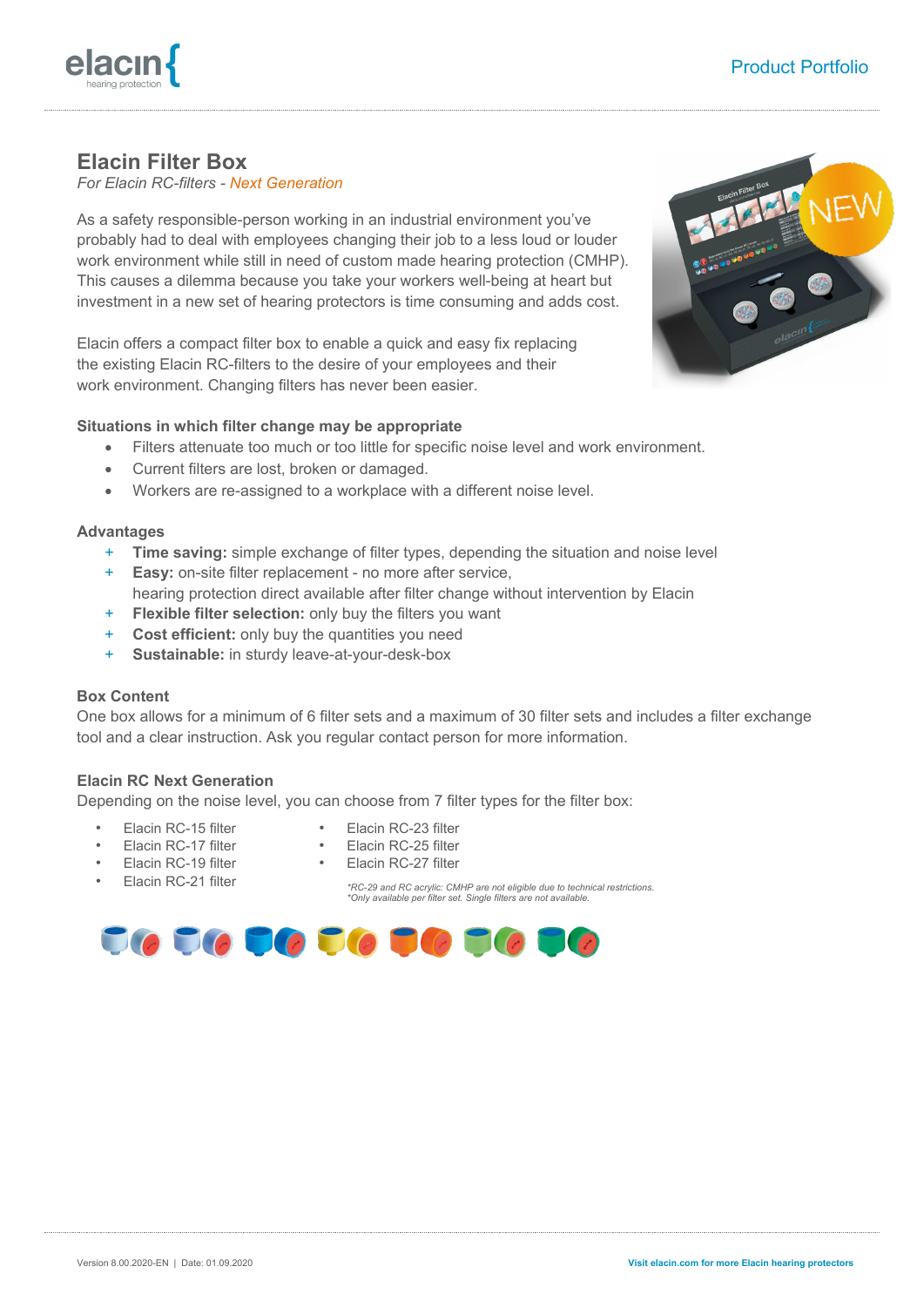# Elacin Filter Box

*For Elacin RC-filters - Next Generation*

As a safety responsible-person working in an industrial environment you've probably had to deal with employees changing their job to a less loud or louder work environment while still in need of custom made hearing protection (CMHP). This causes a dilemma because you take your workers well-being at heart but investment in a new set of hearing protectors is time consuming and adds cost.

Elacin offers a compact filter box to enable a quick and easy fix replacing the existing Elacin RC-filters to the desire of your employees and their work environment. Changing filters has never been easier.

### Situations in which filter change may be appropriate

- Filters attenuate too much or too little for specific noise level and work environment.
- Current filters are lost, broken or damaged.
- Workers are re-assigned to a workplace with a different noise level.

### Advantages

+ **Time saving:** simple exchange of filter types, depending the situation and noise level
+ **Easy:** on-site filter replacement - no more after service, hearing protection direct available after filter change without intervention by Elacin
+ **Flexible filter selection:** only buy the filters you want
+ **Cost efficient:** only buy the quantities you need
+ **Sustainable:** in sturdy leave-at-your-desk-box

### Box Content

One box allows for a minimum of 6 filter sets and a maximum of 30 filter sets and includes a filter exchange tool and a clear instruction. Ask you regular contact person for more information.

### Elacin RC Next Generation

Depending on the noise level, you can choose from 7 filter types for the filter box:

- Elacin RC-15 filter
- Elacin RC-17 filter
- Elacin RC-19 filter
- Elacin RC-21 filter
- Elacin RC-23 filter
- Elacin RC-25 filter
- Elacin RC-27 filter

*\*RC-29 and RC acrylic: CMHP are not eligible due to technical restrictions.*
*\*Only available per filter set. Single filters are not available.*

Version 8.00.2020-EN | Date: 01.09.2020

Visit elacin.com for more Elacin hearing protectors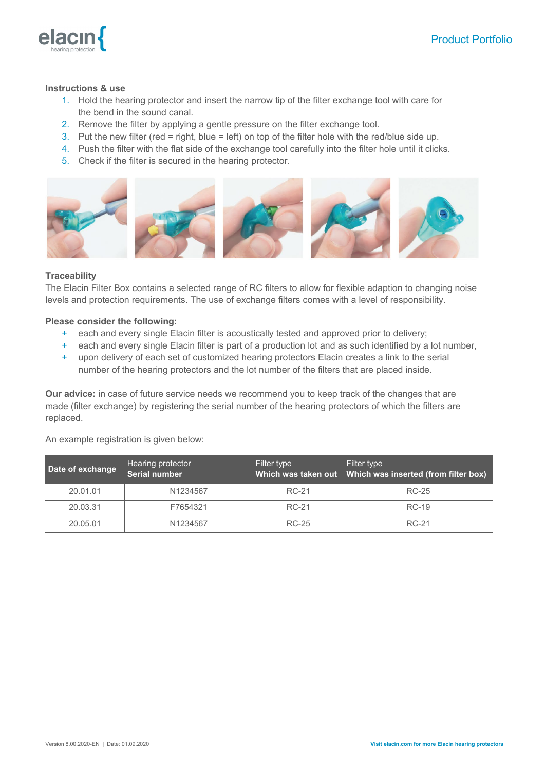### Instructions & use

1. Hold the hearing protector and insert the narrow tip of the filter exchange tool with care for the bend in the sound canal.
2. Remove the filter by applying a gentle pressure on the filter exchange tool.
3. Put the new filter (red = right, blue = left) on top of the filter hole with the red/blue side up.
4. Push the filter with the flat side of the exchange tool carefully into the filter hole until it clicks.
5. Check if the filter is secured in the hearing protector.

### Traceability

The Elacin Filter Box contains a selected range of RC filters to allow for flexible adaption to changing noise levels and protection requirements. The use of exchange filters comes with a level of responsibility.

### Please consider the following:

+ each and every single Elacin filter is acoustically tested and approved prior to delivery;
+ each and every single Elacin filter is part of a production lot and as such identified by a lot number,
+ upon delivery of each set of customized hearing protectors Elacin creates a link to the serial number of the hearing protectors and the lot number of the filters that are placed inside.

**Our advice:** in case of future service needs we recommend you to keep track of the changes that are made (filter exchange) by registering the serial number of the hearing protectors of which the filters are replaced.

An example registration is given below:

| **Date of exchange** | Hearing protector **Serial number** | Filter type **Which was taken out** | Filter type **Which was inserted (from filter box)** |
|---|---|---|---|
| 20.01.01 | N1234567 | RC-21 | RC-25 |
| 20.03.31 | F7654321 | RC-21 | RC-19 |
| 20.05.01 | N1234567 | RC-25 | RC-21 |